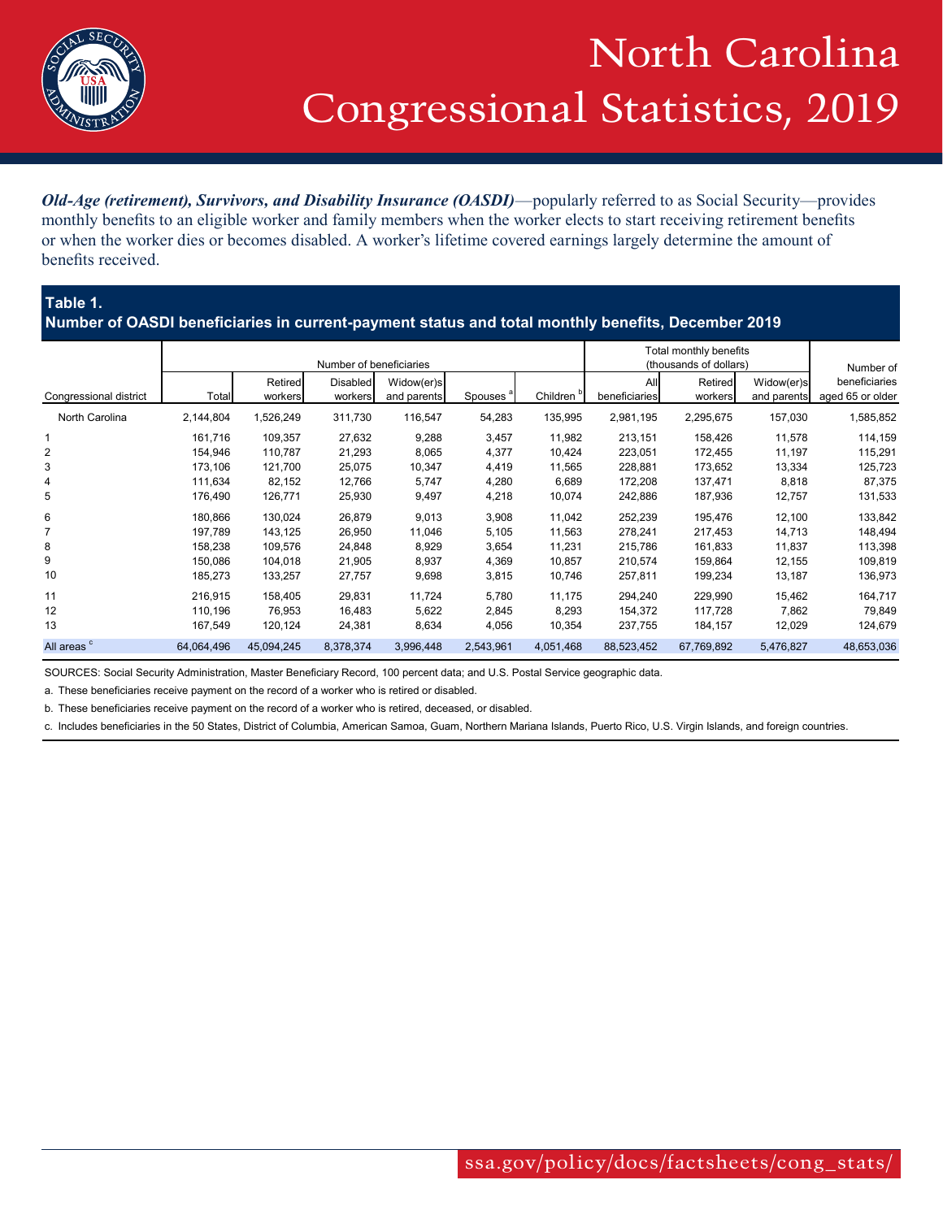# North Carolina Congressional Statistics, 2019

***Old-Age (retirement), Survivors, and Disability Insurance (OASDI)***—popularly referred to as Social Security—provides monthly benefits to an eligible worker and family members when the worker elects to start receiving retirement benefits or when the worker dies or becomes disabled. A worker's lifetime covered earnings largely determine the amount of benefits received.

**Table 1.**
**Number of OASDI beneficiaries in current-payment status and total monthly benefits, December 2019**

| Congressional district | Number of beneficiaries | | | | | | Total monthly benefits (thousands of dollars) | | | Number of beneficiaries aged 65 or older |
|---|---|---|---|---|---|---|---|---|---|---|
| | Total | Retired workers | Disabled workers | Widow(er)s and parents | Spouses [a] | Children [b] | All beneficiaries | Retired workers | Widow(er)s and parents | |
| North Carolina | 2,144,804 | 1,526,249 | 311,730 | 116,547 | 54,283 | 135,995 | 2,981,195 | 2,295,675 | 157,030 | 1,585,852 |
| 1 | 161,716 | 109,357 | 27,632 | 9,288 | 3,457 | 11,982 | 213,151 | 158,426 | 11,578 | 114,159 |
| 2 | 154,946 | 110,787 | 21,293 | 8,065 | 4,377 | 10,424 | 223,051 | 172,455 | 11,197 | 115,291 |
| 3 | 173,106 | 121,700 | 25,075 | 10,347 | 4,419 | 11,565 | 228,881 | 173,652 | 13,334 | 125,723 |
| 4 | 111,634 | 82,152 | 12,766 | 5,747 | 4,280 | 6,689 | 172,208 | 137,471 | 8,818 | 87,375 |
| 5 | 176,490 | 126,771 | 25,930 | 9,497 | 4,218 | 10,074 | 242,886 | 187,936 | 12,757 | 131,533 |
| 6 | 180,866 | 130,024 | 26,879 | 9,013 | 3,908 | 11,042 | 252,239 | 195,476 | 12,100 | 133,842 |
| 7 | 197,789 | 143,125 | 26,950 | 11,046 | 5,105 | 11,563 | 278,241 | 217,453 | 14,713 | 148,494 |
| 8 | 158,238 | 109,576 | 24,848 | 8,929 | 3,654 | 11,231 | 215,786 | 161,833 | 11,837 | 113,398 |
| 9 | 150,086 | 104,018 | 21,905 | 8,937 | 4,369 | 10,857 | 210,574 | 159,864 | 12,155 | 109,819 |
| 10 | 185,273 | 133,257 | 27,757 | 9,698 | 3,815 | 10,746 | 257,811 | 199,234 | 13,187 | 136,973 |
| 11 | 216,915 | 158,405 | 29,831 | 11,724 | 5,780 | 11,175 | 294,240 | 229,990 | 15,462 | 164,717 |
| 12 | 110,196 | 76,953 | 16,483 | 5,622 | 2,845 | 8,293 | 154,372 | 117,728 | 7,862 | 79,849 |
| 13 | 167,549 | 120,124 | 24,381 | 8,634 | 4,056 | 10,354 | 237,755 | 184,157 | 12,029 | 124,679 |
| All areas [c] | 64,064,496 | 45,094,245 | 8,378,374 | 3,996,448 | 2,543,961 | 4,051,468 | 88,523,452 | 67,769,892 | 5,476,827 | 48,653,036 |

SOURCES: Social Security Administration, Master Beneficiary Record, 100 percent data; and U.S. Postal Service geographic data.

a. These beneficiaries receive payment on the record of a worker who is retired or disabled.

b. These beneficiaries receive payment on the record of a worker who is retired, deceased, or disabled.

c. Includes beneficiaries in the 50 States, District of Columbia, American Samoa, Guam, Northern Mariana Islands, Puerto Rico, U.S. Virgin Islands, and foreign countries.

ssa.gov/policy/docs/factsheets/cong_stats/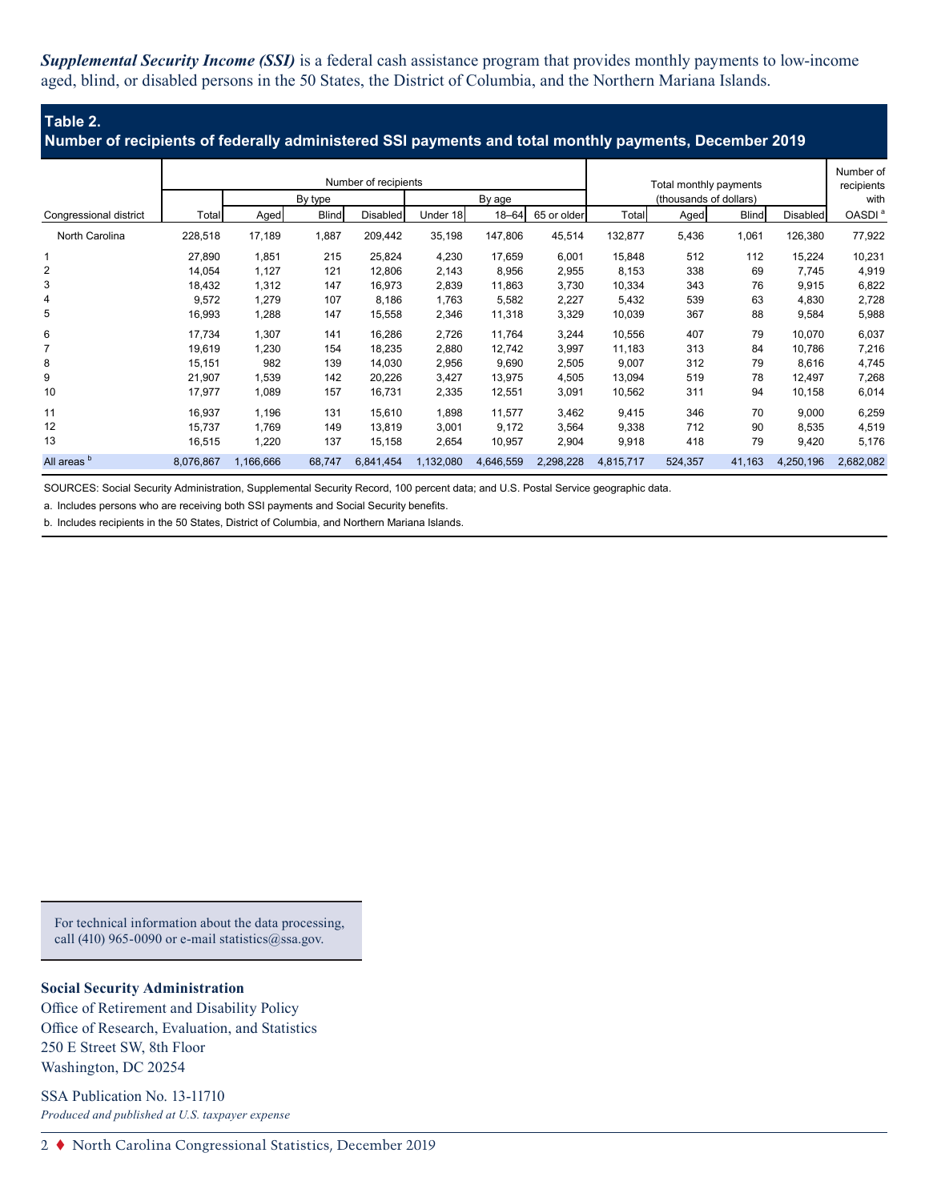***Supplemental Security Income (SSI)*** is a federal cash assistance program that provides monthly payments to low-income aged, blind, or disabled persons in the 50 States, the District of Columbia, and the Northern Mariana Islands.

## Table 2.
### Number of recipients of federally administered SSI payments and total monthly payments, December 2019

| Congressional district | Number of recipients: Total | By type: Aged | By type: Blind | By type: Disabled | By age: Under 18 | By age: 18–64 | By age: 65 or older | Total monthly payments (thousands of dollars): Total | Aged | Blind | Disabled | Number of recipients with OASDI [a] |
|---|---|---|---|---|---|---|---|---|---|---|---|---|
| North Carolina | 228,518 | 17,189 | 1,887 | 209,442 | 35,198 | 147,806 | 45,514 | 132,877 | 5,436 | 1,061 | 126,380 | 77,922 |
| 1 | 27,890 | 1,851 | 215 | 25,824 | 4,230 | 17,659 | 6,001 | 15,848 | 512 | 112 | 15,224 | 10,231 |
| 2 | 14,054 | 1,127 | 121 | 12,806 | 2,143 | 8,956 | 2,955 | 8,153 | 338 | 69 | 7,745 | 4,919 |
| 3 | 18,432 | 1,312 | 147 | 16,973 | 2,839 | 11,863 | 3,730 | 10,334 | 343 | 76 | 9,915 | 6,822 |
| 4 | 9,572 | 1,279 | 107 | 8,186 | 1,763 | 5,582 | 2,227 | 5,432 | 539 | 63 | 4,830 | 2,728 |
| 5 | 16,993 | 1,288 | 147 | 15,558 | 2,346 | 11,318 | 3,329 | 10,039 | 367 | 88 | 9,584 | 5,988 |
| 6 | 17,734 | 1,307 | 141 | 16,286 | 2,726 | 11,764 | 3,244 | 10,556 | 407 | 79 | 10,070 | 6,037 |
| 7 | 19,619 | 1,230 | 154 | 18,235 | 2,880 | 12,742 | 3,997 | 11,183 | 313 | 84 | 10,786 | 7,216 |
| 8 | 15,151 | 982 | 139 | 14,030 | 2,956 | 9,690 | 2,505 | 9,007 | 312 | 79 | 8,616 | 4,745 |
| 9 | 21,907 | 1,539 | 142 | 20,226 | 3,427 | 13,975 | 4,505 | 13,094 | 519 | 78 | 12,497 | 7,268 |
| 10 | 17,977 | 1,089 | 157 | 16,731 | 2,335 | 12,551 | 3,091 | 10,562 | 311 | 94 | 10,158 | 6,014 |
| 11 | 16,937 | 1,196 | 131 | 15,610 | 1,898 | 11,577 | 3,462 | 9,415 | 346 | 70 | 9,000 | 6,259 |
| 12 | 15,737 | 1,769 | 149 | 13,819 | 3,001 | 9,172 | 3,564 | 9,338 | 712 | 90 | 8,535 | 4,519 |
| 13 | 16,515 | 1,220 | 137 | 15,158 | 2,654 | 10,957 | 2,904 | 9,918 | 418 | 79 | 9,420 | 5,176 |
| All areas [b] | 8,076,867 | 1,166,666 | 68,747 | 6,841,454 | 1,132,080 | 4,646,559 | 2,298,228 | 4,815,717 | 524,357 | 41,163 | 4,250,196 | 2,682,082 |

SOURCES: Social Security Administration, Supplemental Security Record, 100 percent data; and U.S. Postal Service geographic data.

a. Includes persons who are receiving both SSI payments and Social Security benefits.

b. Includes recipients in the 50 States, District of Columbia, and Northern Mariana Islands.

For technical information about the data processing, call (410) 965-0090 or e-mail statistics@ssa.gov.

**Social Security Administration**
Office of Retirement and Disability Policy
Office of Research, Evaluation, and Statistics
250 E Street SW, 8th Floor
Washington, DC 20254

SSA Publication No. 13-11710
*Produced and published at U.S. taxpayer expense*